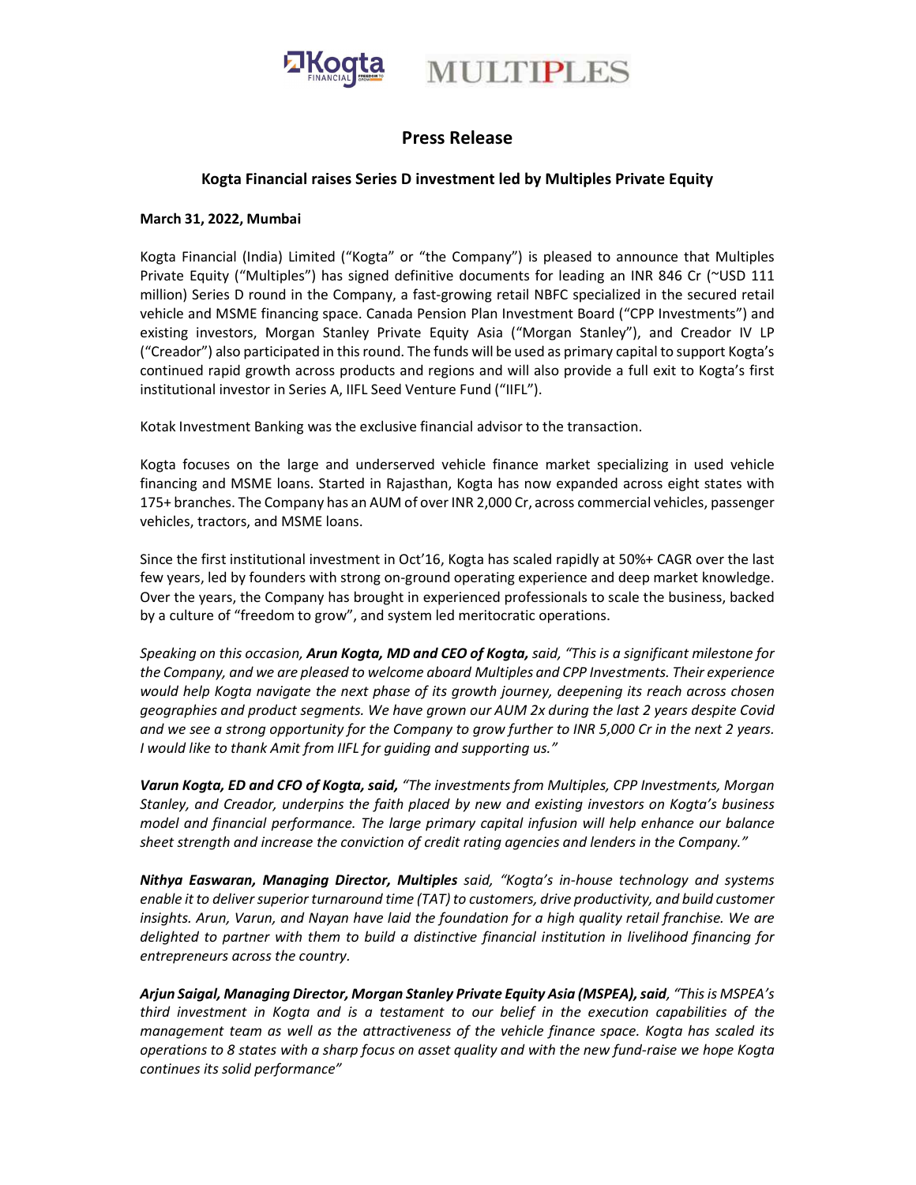# Press Release

## Kogta Financial raises Series D investment led by Multiples Private Equity

**March 31, 2022, Mumbai**

Kogta Financial (India) Limited ("Kogta" or "the Company") is pleased to announce that Multiples Private Equity ("Multiples") has signed definitive documents for leading an INR 846 Cr (~USD 111 million) Series D round in the Company, a fast-growing retail NBFC specialized in the secured retail vehicle and MSME financing space. Canada Pension Plan Investment Board ("CPP Investments") and existing investors, Morgan Stanley Private Equity Asia ("Morgan Stanley"), and Creador IV LP ("Creador") also participated in this round. The funds will be used as primary capital to support Kogta's continued rapid growth across products and regions and will also provide a full exit to Kogta's first institutional investor in Series A, IIFL Seed Venture Fund ("IIFL").

Kotak Investment Banking was the exclusive financial advisor to the transaction.

Kogta focuses on the large and underserved vehicle finance market specializing in used vehicle financing and MSME loans. Started in Rajasthan, Kogta has now expanded across eight states with 175+ branches. The Company has an AUM of over INR 2,000 Cr, across commercial vehicles, passenger vehicles, tractors, and MSME loans.

Since the first institutional investment in Oct'16, Kogta has scaled rapidly at 50%+ CAGR over the last few years, led by founders with strong on-ground operating experience and deep market knowledge. Over the years, the Company has brought in experienced professionals to scale the business, backed by a culture of "freedom to grow", and system led meritocratic operations.

*Speaking on this occasion, **Arun Kogta, MD and CEO of Kogta,** said, "This is a significant milestone for the Company, and we are pleased to welcome aboard Multiples and CPP Investments. Their experience would help Kogta navigate the next phase of its growth journey, deepening its reach across chosen geographies and product segments. We have grown our AUM 2x during the last 2 years despite Covid and we see a strong opportunity for the Company to grow further to INR 5,000 Cr in the next 2 years. I would like to thank Amit from IIFL for guiding and supporting us."*

***Varun Kogta, ED and CFO of Kogta, said,** "The investments from Multiples, CPP Investments, Morgan Stanley, and Creador, underpins the faith placed by new and existing investors on Kogta's business model and financial performance. The large primary capital infusion will help enhance our balance sheet strength and increase the conviction of credit rating agencies and lenders in the Company."*

***Nithya Easwaran, Managing Director, Multiples** said, "Kogta's in-house technology and systems enable it to deliver superior turnaround time (TAT) to customers, drive productivity, and build customer insights. Arun, Varun, and Nayan have laid the foundation for a high quality retail franchise. We are delighted to partner with them to build a distinctive financial institution in livelihood financing for entrepreneurs across the country.*

***Arjun Saigal, Managing Director, Morgan Stanley Private Equity Asia (MSPEA), said**, "This is MSPEA's third investment in Kogta and is a testament to our belief in the execution capabilities of the management team as well as the attractiveness of the vehicle finance space. Kogta has scaled its operations to 8 states with a sharp focus on asset quality and with the new fund-raise we hope Kogta continues its solid performance"*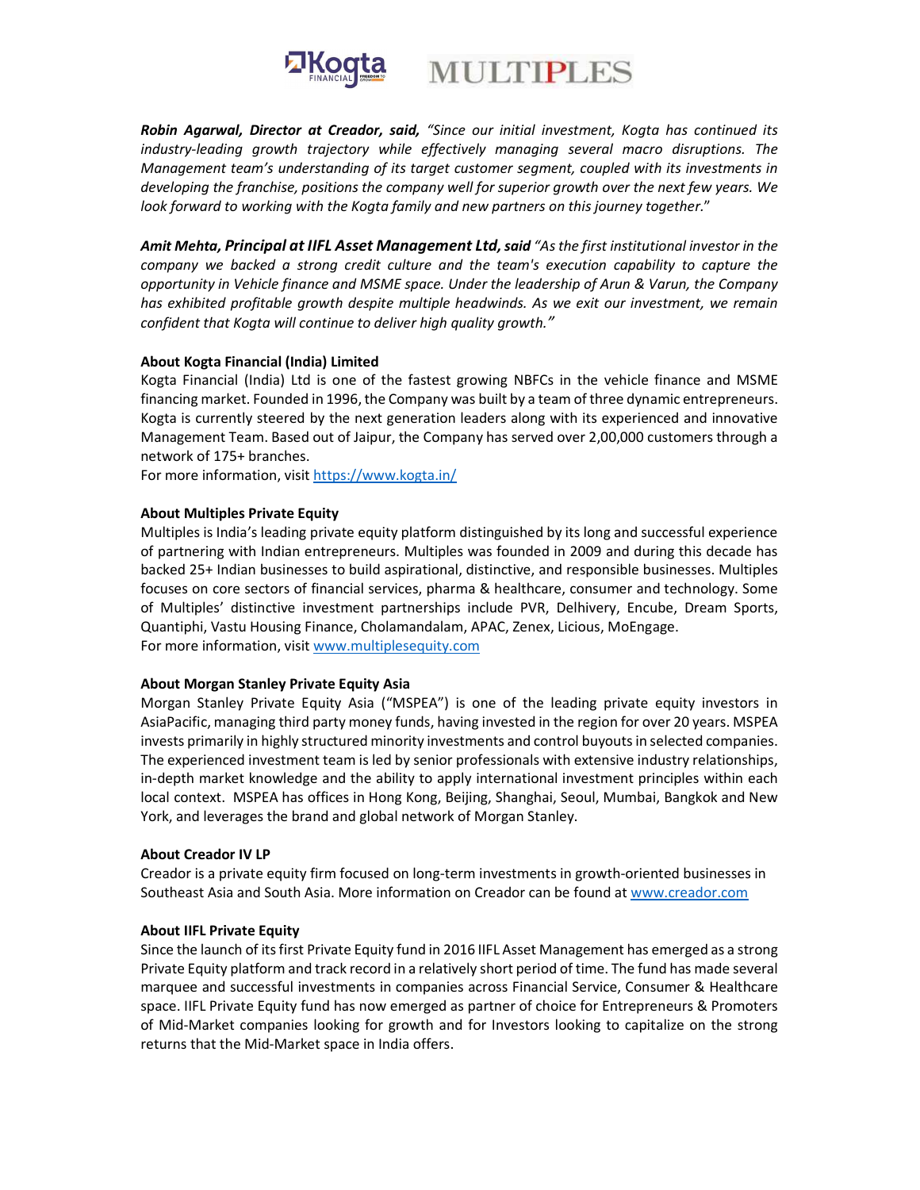***Robin Agarwal, Director at Creador, said,*** *"Since our initial investment, Kogta has continued its industry-leading growth trajectory while effectively managing several macro disruptions. The Management team's understanding of its target customer segment, coupled with its investments in developing the franchise, positions the company well for superior growth over the next few years. We look forward to working with the Kogta family and new partners on this journey together."*

***Amit Mehta, Principal at IIFL Asset Management Ltd, said*** *"As the first institutional investor in the company we backed a strong credit culture and the team's execution capability to capture the opportunity in Vehicle finance and MSME space. Under the leadership of Arun & Varun, the Company has exhibited profitable growth despite multiple headwinds. As we exit our investment, we remain confident that Kogta will continue to deliver high quality growth."*

**About Kogta Financial (India) Limited**

Kogta Financial (India) Ltd is one of the fastest growing NBFCs in the vehicle finance and MSME financing market. Founded in 1996, the Company was built by a team of three dynamic entrepreneurs. Kogta is currently steered by the next generation leaders along with its experienced and innovative Management Team. Based out of Jaipur, the Company has served over 2,00,000 customers through a network of 175+ branches.
For more information, visit https://www.kogta.in/

**About Multiples Private Equity**

Multiples is India's leading private equity platform distinguished by its long and successful experience of partnering with Indian entrepreneurs. Multiples was founded in 2009 and during this decade has backed 25+ Indian businesses to build aspirational, distinctive, and responsible businesses. Multiples focuses on core sectors of financial services, pharma & healthcare, consumer and technology. Some of Multiples' distinctive investment partnerships include PVR, Delhivery, Encube, Dream Sports, Quantiphi, Vastu Housing Finance, Cholamandalam, APAC, Zenex, Licious, MoEngage.
For more information, visit www.multiplesequity.com

**About Morgan Stanley Private Equity Asia**

Morgan Stanley Private Equity Asia ("MSPEA") is one of the leading private equity investors in AsiaPacific, managing third party money funds, having invested in the region for over 20 years. MSPEA invests primarily in highly structured minority investments and control buyouts in selected companies. The experienced investment team is led by senior professionals with extensive industry relationships, in-depth market knowledge and the ability to apply international investment principles within each local context. MSPEA has offices in Hong Kong, Beijing, Shanghai, Seoul, Mumbai, Bangkok and New York, and leverages the brand and global network of Morgan Stanley.

**About Creador IV LP**

Creador is a private equity firm focused on long-term investments in growth-oriented businesses in Southeast Asia and South Asia. More information on Creador can be found at www.creador.com

**About IIFL Private Equity**

Since the launch of its first Private Equity fund in 2016 IIFL Asset Management has emerged as a strong Private Equity platform and track record in a relatively short period of time. The fund has made several marquee and successful investments in companies across Financial Service, Consumer & Healthcare space. IIFL Private Equity fund has now emerged as partner of choice for Entrepreneurs & Promoters of Mid-Market companies looking for growth and for Investors looking to capitalize on the strong returns that the Mid-Market space in India offers.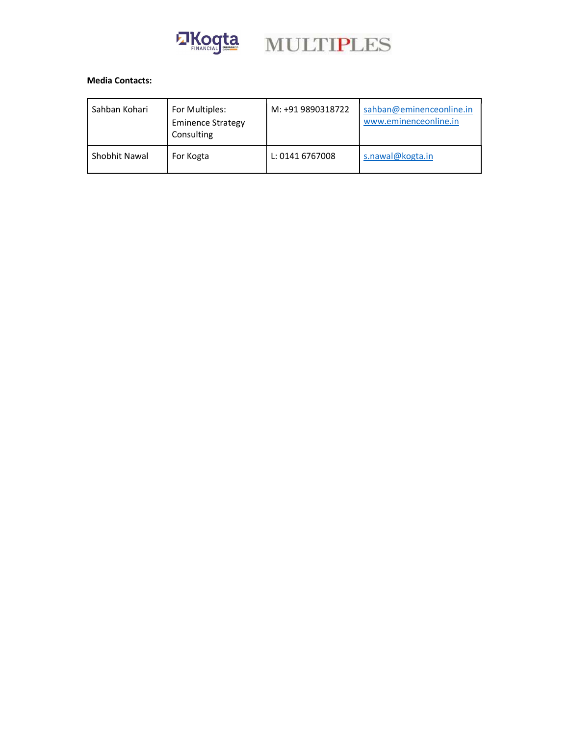**Media Contacts:**

| | | | |
|---|---|---|---|
| Sahban Kohari | For Multiples: Eminence Strategy Consulting | M: +91 9890318722 | sahban@eminenceonline.in www.eminenceonline.in |
| Shobhit Nawal | For Kogta | L: 0141 6767008 | s.nawal@kogta.in |